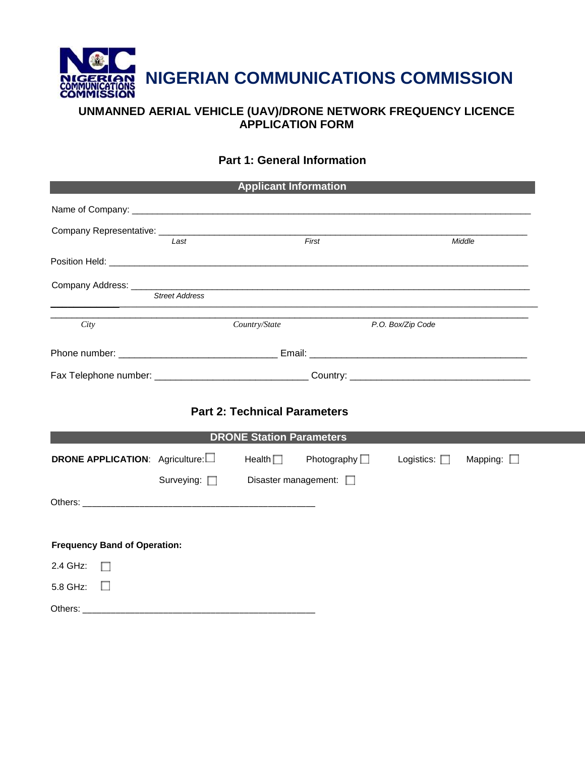# NIGERIAN COMMUNICATIONS COMMISSION

## UNMANNED AERIAL VEHICLE (UAV)/DRONE NETWORK FREQUENCY LICENCE APPLICATION FORM

### Part 1: General Information

**Applicant Information**

Name of Company: ______________________________________________________________________________

Company Representative: ________________________________________________________________________
*Last* *First* *Middle*

Position Held: ________________________________________________________________________________

Company Address: _____________________________________________________________________________
*Street Address*

______________________________________________________________________________________________
*City* *Country/State* *P.O. Box/Zip Code*

Phone number: ______________________________ Email: __________________________________________

Fax Telephone number: ____________________________ Country: _________________________________

### Part 2: Technical Parameters

**DRONE Station Parameters**

**DRONE APPLICATION**: Agriculture: ☐ Health ☐ Photography ☐ Logistics: ☐ Mapping: ☐

Surveying: ☐ Disaster management: ☐

Others: ______________________________________________

**Frequency Band of Operation:**

2.4 GHz: ☐

5.8 GHz: ☐

Others: ______________________________________________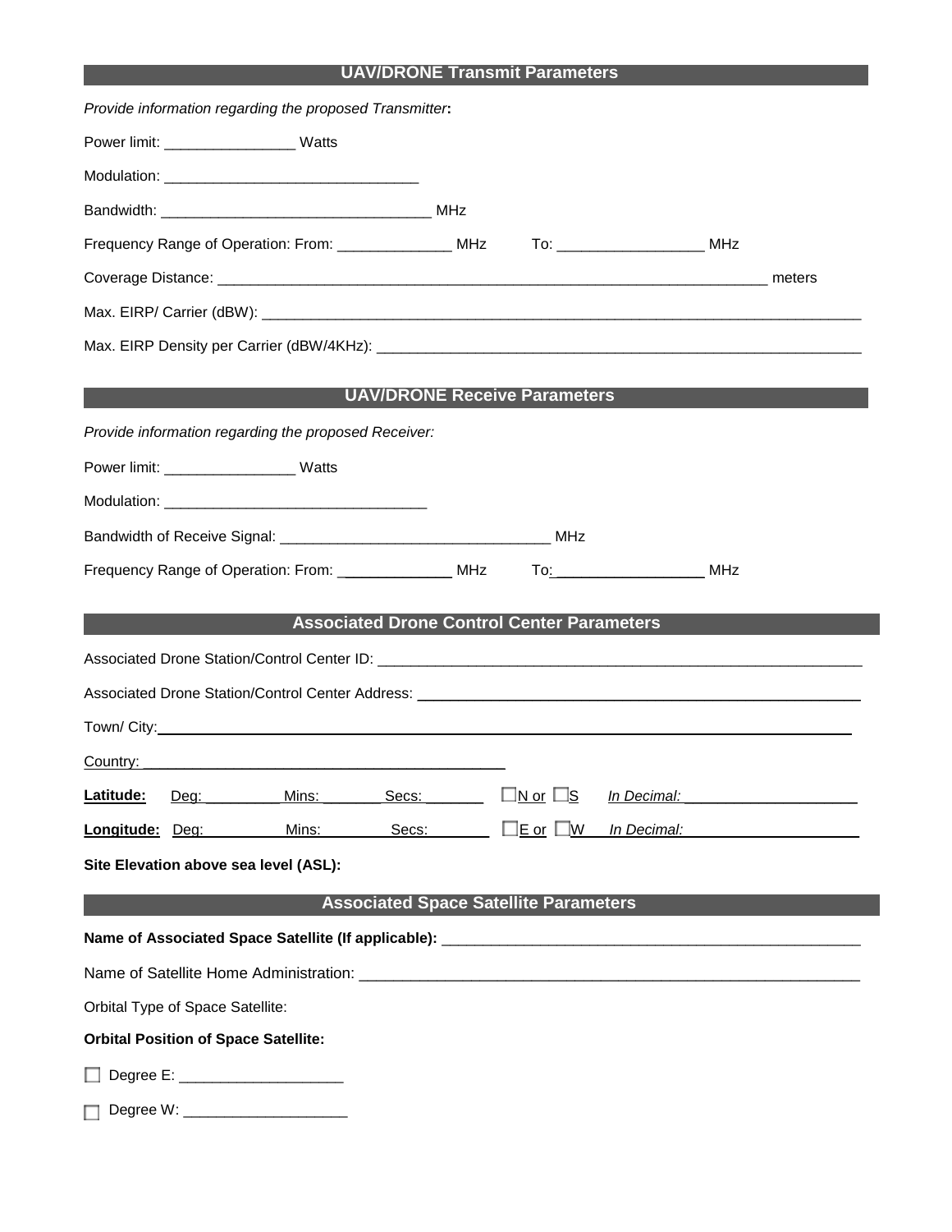## UAV/DRONE Transmit Parameters

*Provide information regarding the proposed Transmitter***:**

Power limit: ________________ Watts

Modulation: _______________________________

Bandwidth: _________________________________ MHz

Frequency Range of Operation: From: ______________ MHz    To: __________________ MHz

Coverage Distance: _____________________________________________________________________ meters

Max. EIRP/ Carrier (dBW): ____________________________________________________________________________

Max. EIRP Density per Carrier (dBW/4KHz): ______________________________________________________________

## UAV/DRONE Receive Parameters

*Provide information regarding the proposed Receiver:*

Power limit: ________________ Watts

Modulation: _________________________________

Bandwidth of Receive Signal: _________________________________ MHz

Frequency Range of Operation: From: ______________ MHz    To: __________________ MHz

## Associated Drone Control Center Parameters

Associated Drone Station/Control Center ID: ______________________________________________________________

Associated Drone Station/Control Center Address: _______________________________________________________

Town/ City: ___________________________________________________________________________________________

Country: _____________________________________________

**Latitude:** Deg: __________ Mins: ________ Secs: ________ ☐N or ☐S *In Decimal:* ______________________

**Longitude:** Deg: __________ Mins: ________ Secs: ________ ☐E or ☐W *In Decimal:* ______________________

**Site Elevation above sea level (ASL):**

## Associated Space Satellite Parameters

**Name of Associated Space Satellite (If applicable):** ____________________________________________________

Name of Satellite Home Administration: _______________________________________________________________

Orbital Type of Space Satellite:

**Orbital Position of Space Satellite:**

☐ Degree E: ____________________

☐ Degree W: ____________________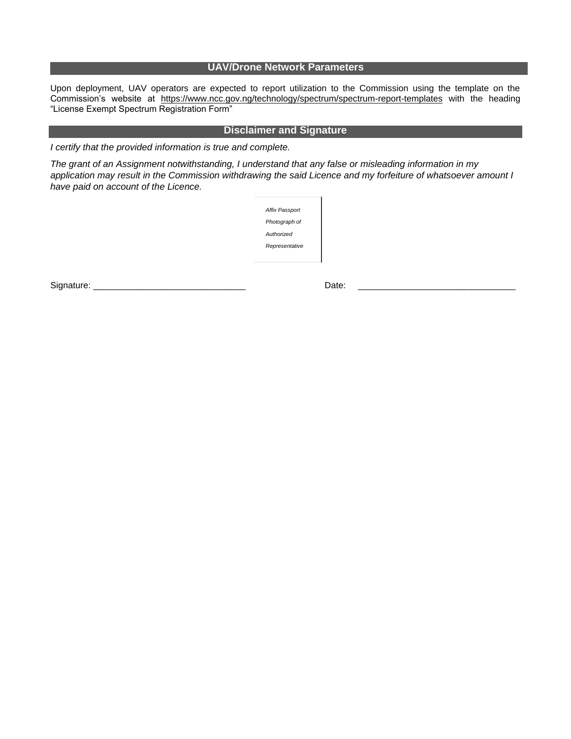## UAV/Drone Network Parameters

Upon deployment, UAV operators are expected to report utilization to the Commission using the template on the Commission's website at https://www.ncc.gov.ng/technology/spectrum/spectrum-report-templates with the heading "License Exempt Spectrum Registration Form"

## Disclaimer and Signature

*I certify that the provided information is true and complete.*

*The grant of an Assignment notwithstanding, I understand that any false or misleading information in my application may result in the Commission withdrawing the said Licence and my forfeiture of whatsoever amount I have paid on account of the Licence.*

*Affix Passport Photograph of Authorized Representative*

Signature: ______________________________ Date: ______________________________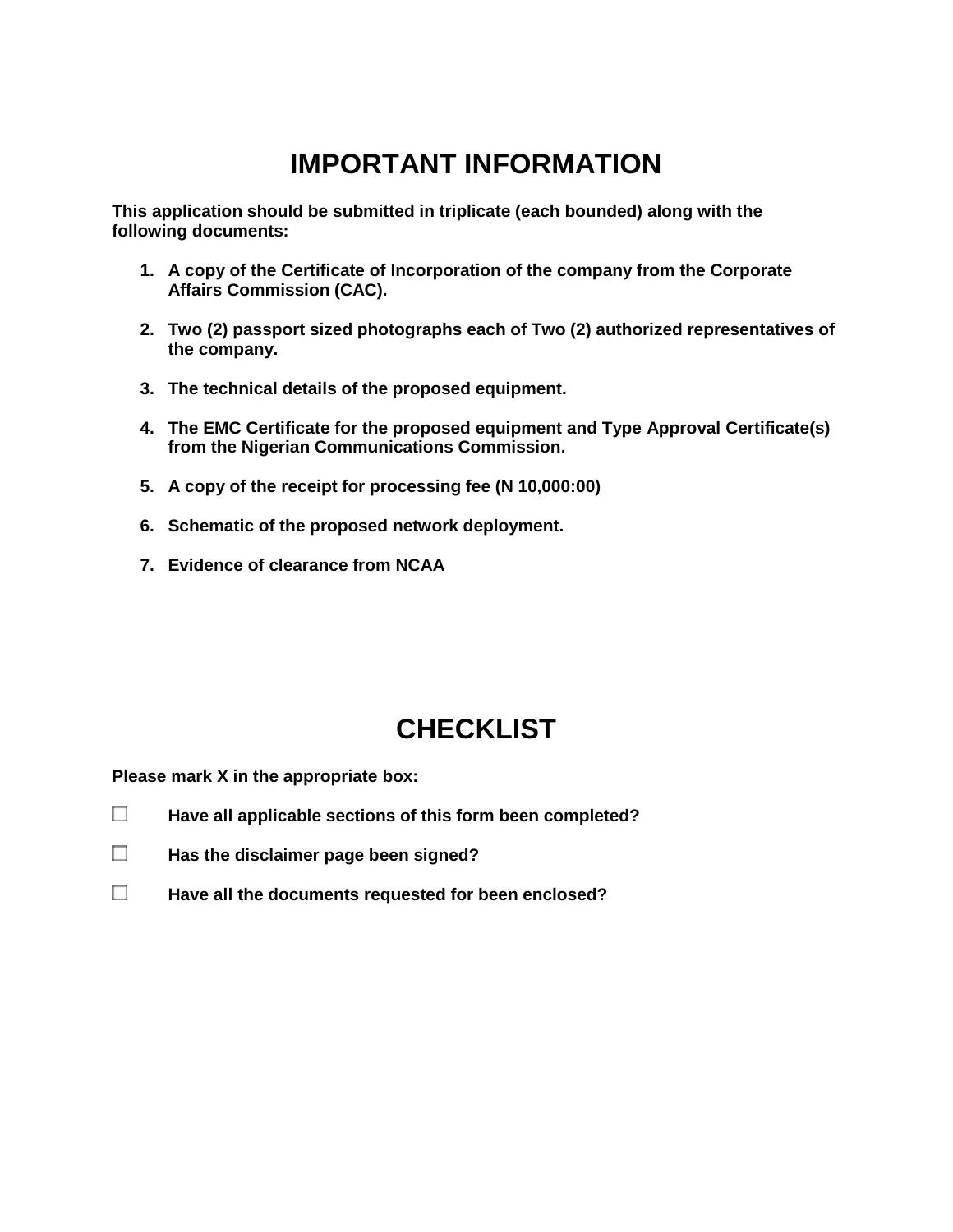# IMPORTANT INFORMATION

**This application should be submitted in triplicate (each bounded) along with the following documents:**

1. **A copy of the Certificate of Incorporation of the company from the Corporate Affairs Commission (CAC).**

2. **Two (2) passport sized photographs each of Two (2) authorized representatives of the company.**

3. **The technical details of the proposed equipment.**

4. **The EMC Certificate for the proposed equipment and Type Approval Certificate(s) from the Nigerian Communications Commission.**

5. **A copy of the receipt for processing fee (N 10,000:00)**

6. **Schematic of the proposed network deployment.**

7. **Evidence of clearance from NCAA**

# CHECKLIST

**Please mark X in the appropriate box:**

- ☐ **Have all applicable sections of this form been completed?**
- ☐ **Has the disclaimer page been signed?**
- ☐ **Have all the documents requested for been enclosed?**